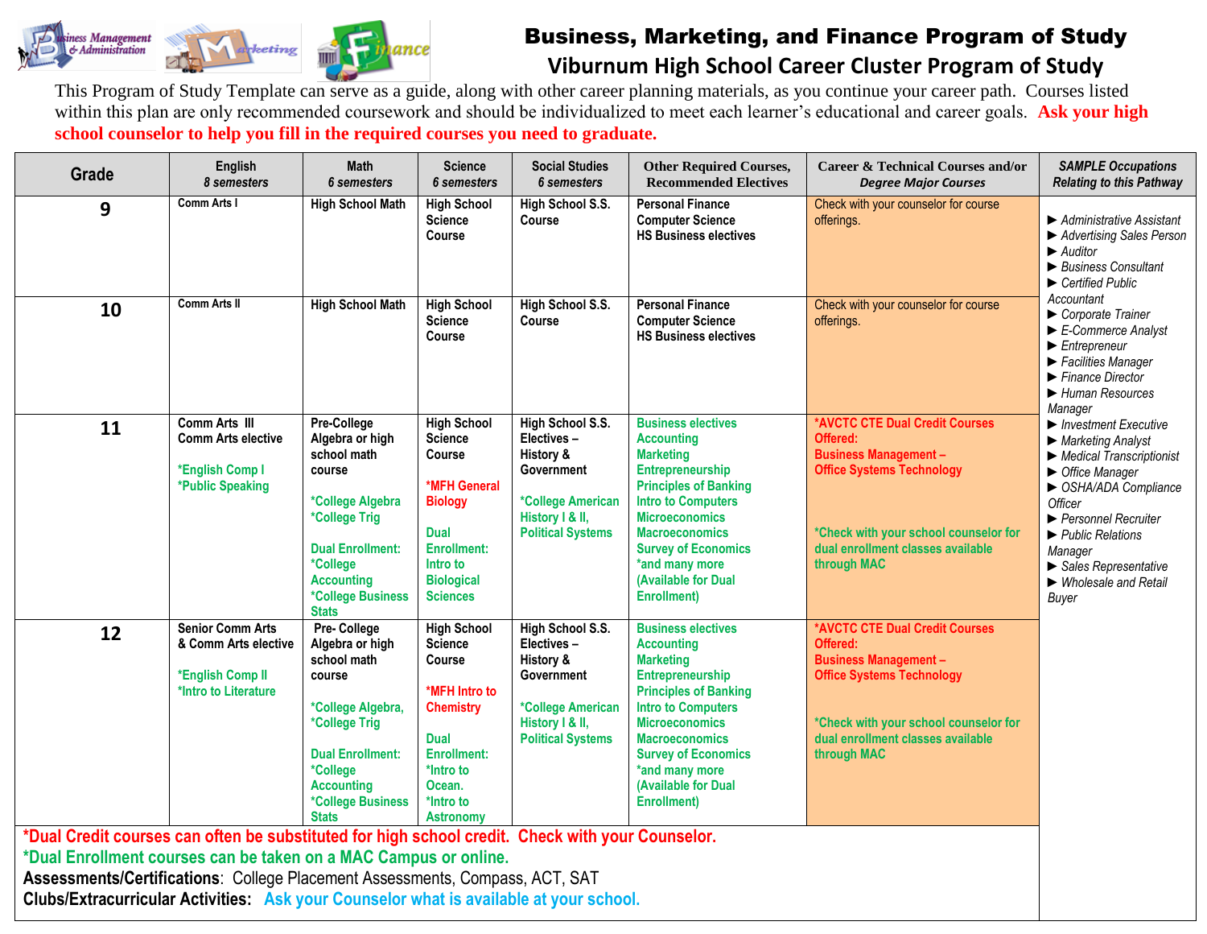# Business, Marketing, and Finance Program of Study

## Viburnum High School Career Cluster Program of Study

This Program of Study Template can serve as a guide, along with other career planning materials, as you continue your career path. Courses listed within this plan are only recommended coursework and should be individualized to meet each learner's educational and career goals. **Ask your high school counselor to help you fill in the required courses you need to graduate.**

| Grade | English 8 semesters | Math 6 semesters | Science 6 semesters | Social Studies 6 semesters | Other Required Courses, Recommended Electives | Career & Technical Courses and/or *Degree Major Courses* | *SAMPLE Occupations Relating to this Pathway* |
|---|---|---|---|---|---|---|---|
| 9 | Comm Arts I | High School Math | High School Science Course | High School S.S. Course | Personal Finance<br>Computer Science<br>HS Business electives | Check with your counselor for course offerings. | ► Administrative Assistant<br>► Advertising Sales Person<br>► Auditor<br>► Business Consultant<br>► Certified Public Accountant<br>► Corporate Trainer<br>► E-Commerce Analyst<br>► Entrepreneur<br>► Facilities Manager<br>► Finance Director<br>► Human Resources Manager<br>► Investment Executive<br>► Marketing Analyst<br>► Medical Transcriptionist<br>► Office Manager<br>► OSHA/ADA Compliance Officer<br>► Personnel Recruiter<br>► Public Relations Manager<br>► Sales Representative<br>► Wholesale and Retail Buyer |
| 10 | Comm Arts II | High School Math | High School Science Course | High School S.S. Course | Personal Finance<br>Computer Science<br>HS Business electives | Check with your counselor for course offerings. | |
| 11 | Comm Arts III<br>Comm Arts elective<br><br>*English Comp I<br>*Public Speaking | Pre-College Algebra or high school math course<br><br>*College Algebra<br>*College Trig<br><br>Dual Enrollment:<br>*College Accounting<br>*College Business Stats | High School Science Course<br><br>*MFH General Biology<br><br>Dual Enrollment: Intro to Biological Sciences | High School S.S. Electives – History & Government<br><br>*College American History I & II, Political Systems | Business electives<br>Accounting<br>Marketing<br>Entrepreneurship<br>Principles of Banking<br>Intro to Computers<br>Microeconomics<br>Macroeconomics<br>Survey of Economics<br>*and many more (Available for Dual Enrollment) | *AVCTC CTE Dual Credit Courses Offered:<br>Business Management – Office Systems Technology<br><br>*Check with your school counselor for dual enrollment classes available through MAC | |
| 12 | Senior Comm Arts & Comm Arts elective<br><br>*English Comp II<br>*Intro to Literature | Pre- College Algebra or high school math course<br><br>*College Algebra,<br>*College Trig<br><br>Dual Enrollment:<br>*College Accounting<br>*College Business Stats | High School Science Course<br><br>*MFH Intro to Chemistry<br><br>Dual Enrollment:<br>*Intro to Ocean.<br>*Intro to Astronomy | High School S.S. Electives – History & Government<br><br>*College American History I & II, Political Systems | Business electives<br>Accounting<br>Marketing<br>Entrepreneurship<br>Principles of Banking<br>Intro to Computers<br>Microeconomics<br>Macroeconomics<br>Survey of Economics<br>*and many more (Available for Dual Enrollment) | *AVCTC CTE Dual Credit Courses Offered:<br>Business Management – Office Systems Technology<br><br>*Check with your school counselor for dual enrollment classes available through MAC | |

*Dual Credit courses can often be substituted for high school credit. Check with your Counselor.

*Dual Enrollment courses can be taken on a MAC Campus or online.

**Assessments/Certifications**: College Placement Assessments, Compass, ACT, SAT

**Clubs/Extracurricular Activities:** Ask your Counselor what is available at your school.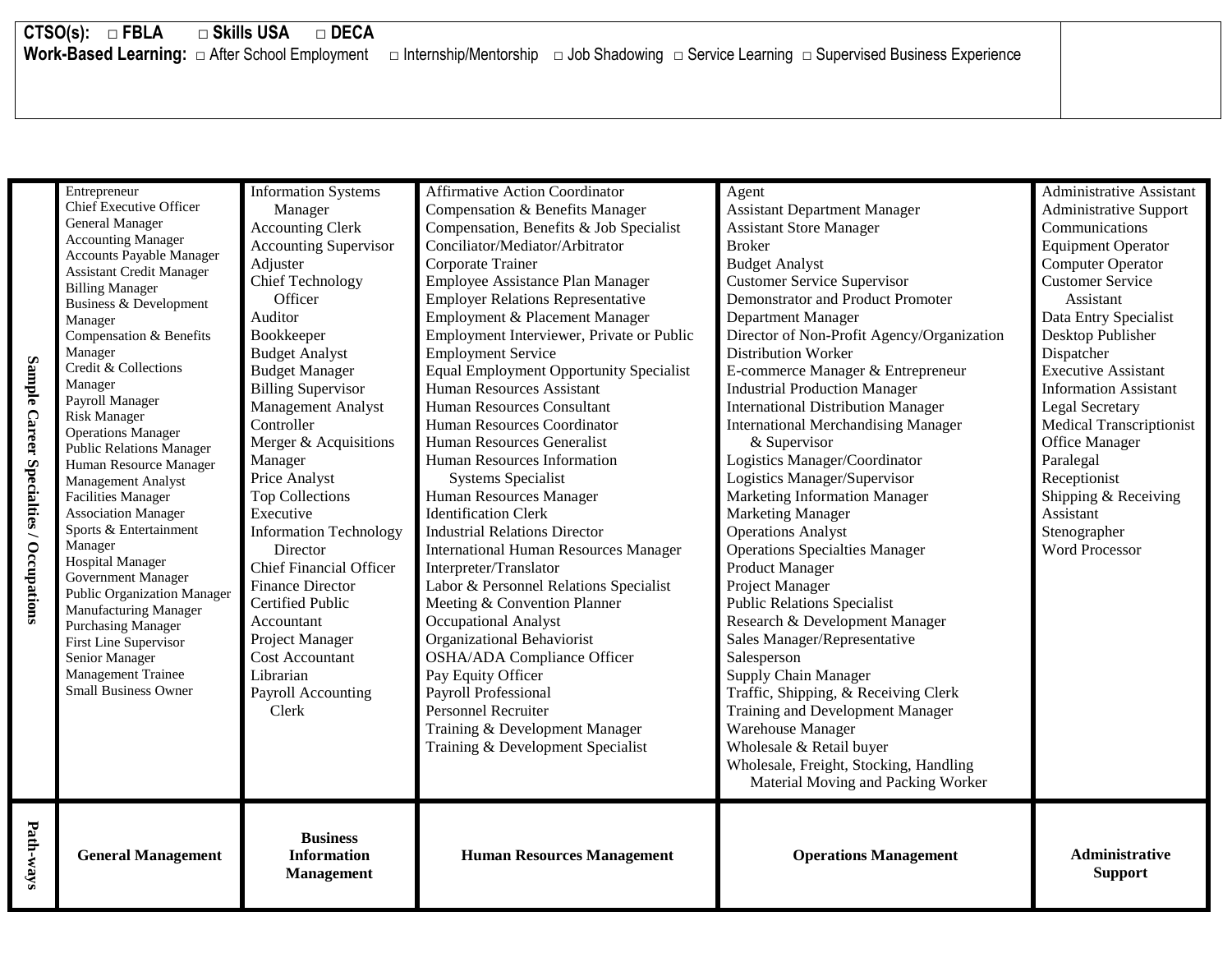| | | | | | |
|---|---|---|---|---|---|
| **CTSO(s):** □ **FBLA** □ **Skills USA** □ **DECA** | | | | | |
| **Work-Based Learning:** □ After School Employment □ Internship/Mentorship □ Job Shadowing □ Service Learning □ Supervised Business Experience | | | | | |

| **Sample Career Specialties / Occupations** | Entrepreneur<br>Chief Executive Officer<br>General Manager<br>Accounting Manager<br>Accounts Payable Manager<br>Assistant Credit Manager<br>Billing Manager<br>Business & Development Manager<br>Compensation & Benefits Manager<br>Credit & Collections Manager<br>Payroll Manager<br>Risk Manager<br>Operations Manager<br>Public Relations Manager<br>Human Resource Manager<br>Management Analyst<br>Facilities Manager<br>Association Manager<br>Sports & Entertainment Manager<br>Hospital Manager<br>Government Manager<br>Public Organization Manager<br>Manufacturing Manager<br>Purchasing Manager<br>First Line Supervisor<br>Senior Manager<br>Management Trainee<br>Small Business Owner | Information Systems Manager<br>Accounting Clerk<br>Accounting Supervisor<br>Adjuster<br>Chief Technology Officer<br>Auditor<br>Bookkeeper<br>Budget Analyst<br>Budget Manager<br>Billing Supervisor<br>Management Analyst<br>Controller<br>Merger & Acquisitions Manager<br>Price Analyst<br>Top Collections Executive<br>Information Technology Director<br>Chief Financial Officer<br>Finance Director<br>Certified Public Accountant<br>Project Manager<br>Cost Accountant<br>Librarian<br>Payroll Accounting Clerk | Affirmative Action Coordinator<br>Compensation & Benefits Manager<br>Compensation, Benefits & Job Specialist<br>Conciliator/Mediator/Arbitrator<br>Corporate Trainer<br>Employee Assistance Plan Manager<br>Employer Relations Representative<br>Employment & Placement Manager<br>Employment Interviewer, Private or Public Employment Service<br>Equal Employment Opportunity Specialist<br>Human Resources Assistant<br>Human Resources Consultant<br>Human Resources Coordinator<br>Human Resources Generalist<br>Human Resources Information Systems Specialist<br>Human Resources Manager<br>Identification Clerk<br>Industrial Relations Director<br>International Human Resources Manager<br>Interpreter/Translator<br>Labor & Personnel Relations Specialist<br>Meeting & Convention Planner<br>Occupational Analyst<br>Organizational Behaviorist<br>OSHA/ADA Compliance Officer<br>Pay Equity Officer<br>Payroll Professional<br>Personnel Recruiter<br>Training & Development Manager<br>Training & Development Specialist | Agent<br>Assistant Department Manager<br>Assistant Store Manager<br>Broker<br>Budget Analyst<br>Customer Service Supervisor<br>Demonstrator and Product Promoter<br>Department Manager<br>Director of Non-Profit Agency/Organization<br>Distribution Worker<br>E-commerce Manager & Entrepreneur<br>Industrial Production Manager<br>International Distribution Manager<br>International Merchandising Manager & Supervisor<br>Logistics Manager/Coordinator<br>Logistics Manager/Supervisor<br>Marketing Information Manager<br>Marketing Manager<br>Operations Analyst<br>Operations Specialties Manager<br>Product Manager<br>Project Manager<br>Public Relations Specialist<br>Research & Development Manager<br>Sales Manager/Representative<br>Salesperson<br>Supply Chain Manager<br>Traffic, Shipping, & Receiving Clerk<br>Training and Development Manager<br>Warehouse Manager<br>Wholesale & Retail buyer<br>Wholesale, Freight, Stocking, Handling Material Moving and Packing Worker | Administrative Assistant<br>Administrative Support<br>Communications<br>Equipment Operator<br>Computer Operator<br>Customer Service Assistant<br>Data Entry Specialist<br>Desktop Publisher<br>Dispatcher<br>Executive Assistant<br>Information Assistant<br>Legal Secretary<br>Medical Transcriptionist<br>Office Manager<br>Paralegal<br>Receptionist<br>Shipping & Receiving Assistant<br>Stenographer<br>Word Processor |
|---|---|---|---|---|---|
| **Path-ways** | **General Management** | **Business Information Management** | **Human Resources Management** | **Operations Management** | **Administrative Support** |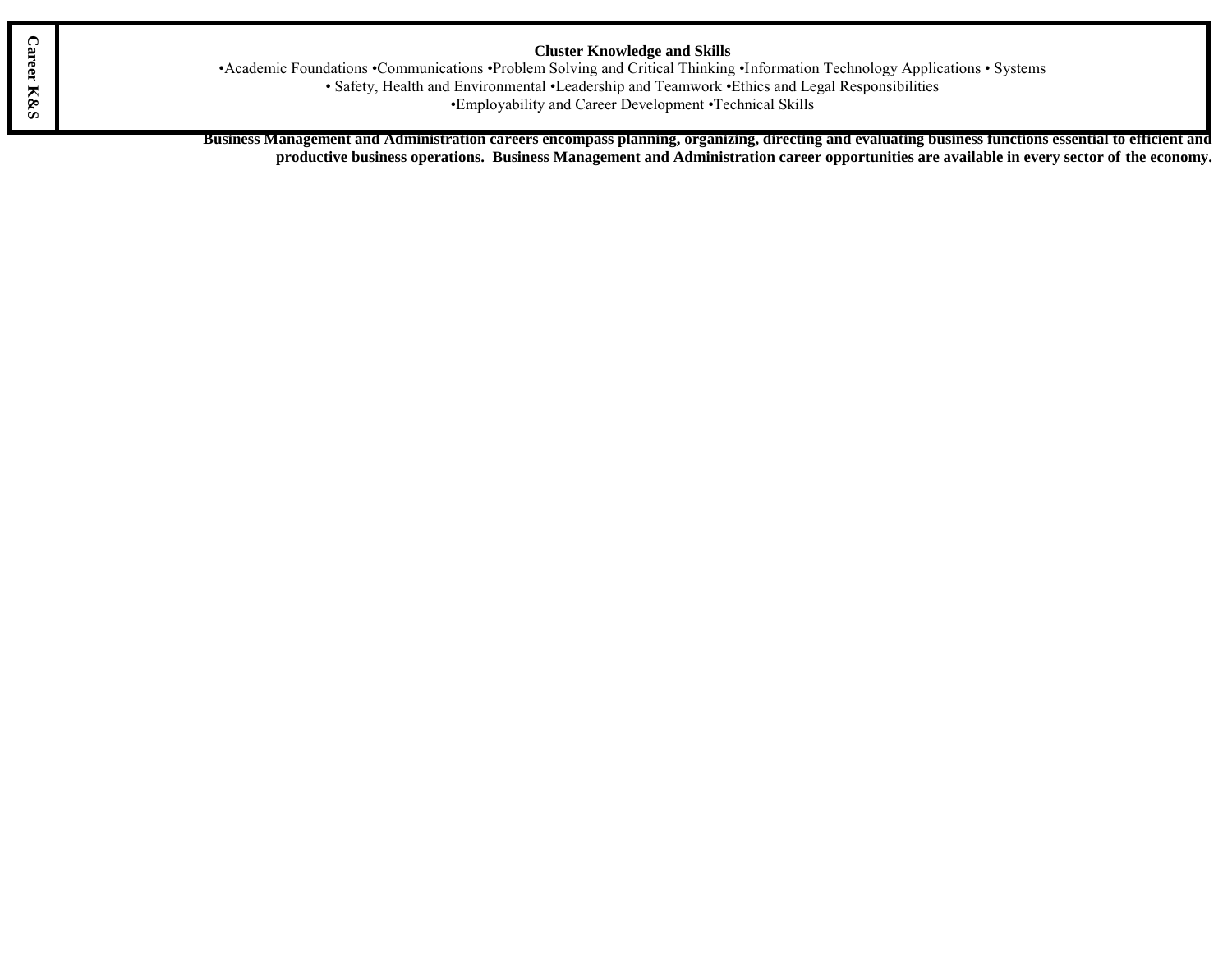| Career K&S | Cluster Knowledge and Skills<br>•Academic Foundations •Communications •Problem Solving and Critical Thinking •Information Technology Applications • Systems<br>• Safety, Health and Environmental •Leadership and Teamwork •Ethics and Legal Responsibilities<br>•Employability and Career Development •Technical Skills |
|---|---|

**Business Management and Administration careers encompass planning, organizing, directing and evaluating business functions essential to efficient and productive business operations. Business Management and Administration career opportunities are available in every sector of the economy.**